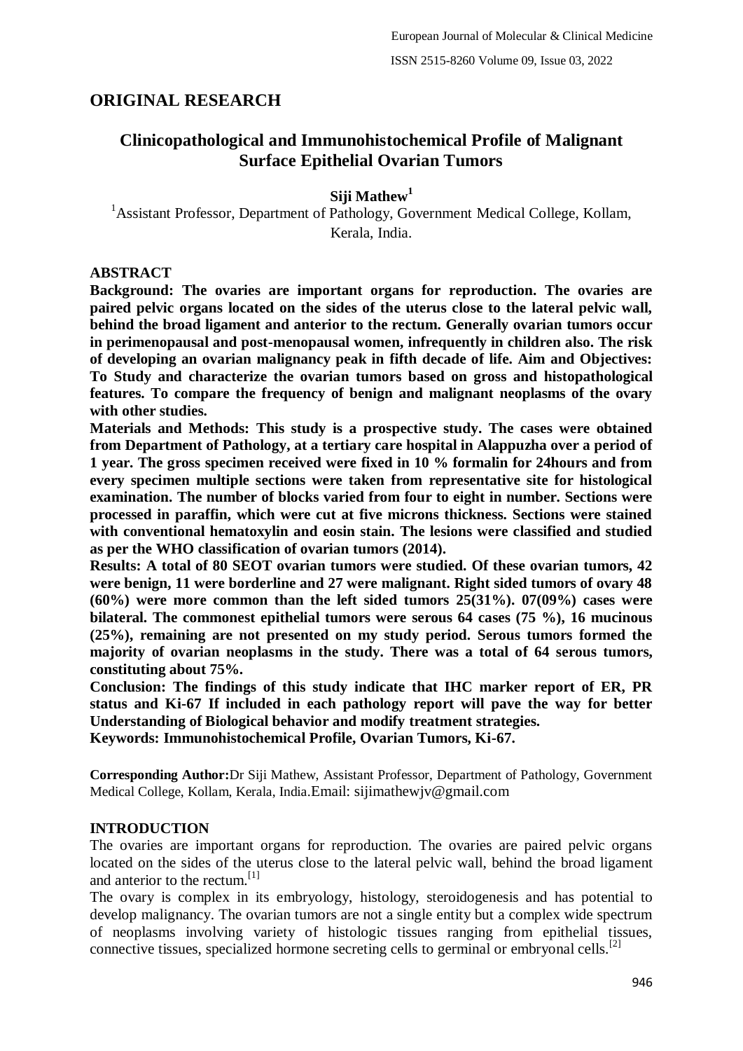## ORIGINAL RESEARCH

# Clinicopathological and Immunohistochemical Profile of Malignant Surface Epithelial Ovarian Tumors

**Siji Mathew[1]**

[1]Assistant Professor, Department of Pathology, Government Medical College, Kollam, Kerala, India.

### ABSTRACT

**Background: The ovaries are important organs for reproduction. The ovaries are paired pelvic organs located on the sides of the uterus close to the lateral pelvic wall, behind the broad ligament and anterior to the rectum. Generally ovarian tumors occur in perimenopausal and post-menopausal women, infrequently in children also. The risk of developing an ovarian malignancy peak in fifth decade of life. Aim and Objectives: To Study and characterize the ovarian tumors based on gross and histopathological features. To compare the frequency of benign and malignant neoplasms of the ovary with other studies.**

**Materials and Methods: This study is a prospective study. The cases were obtained from Department of Pathology, at a tertiary care hospital in Alappuzha over a period of 1 year. The gross specimen received were fixed in 10 % formalin for 24hours and from every specimen multiple sections were taken from representative site for histological examination. The number of blocks varied from four to eight in number. Sections were processed in paraffin, which were cut at five microns thickness. Sections were stained with conventional hematoxylin and eosin stain. The lesions were classified and studied as per the WHO classification of ovarian tumors (2014).**

**Results: A total of 80 SEOT ovarian tumors were studied. Of these ovarian tumors, 42 were benign, 11 were borderline and 27 were malignant. Right sided tumors of ovary 48 (60%) were more common than the left sided tumors 25(31%). 07(09%) cases were bilateral. The commonest epithelial tumors were serous 64 cases (75 %), 16 mucinous (25%), remaining are not presented on my study period. Serous tumors formed the majority of ovarian neoplasms in the study. There was a total of 64 serous tumors, constituting about 75%.**

**Conclusion: The findings of this study indicate that IHC marker report of ER, PR status and Ki-67 If included in each pathology report will pave the way for better Understanding of Biological behavior and modify treatment strategies.**

**Keywords: Immunohistochemical Profile, Ovarian Tumors, Ki-67.**

**Corresponding Author:** Dr Siji Mathew, Assistant Professor, Department of Pathology, Government Medical College, Kollam, Kerala, India. Email: sijimathewjv@gmail.com

### INTRODUCTION

The ovaries are important organs for reproduction. The ovaries are paired pelvic organs located on the sides of the uterus close to the lateral pelvic wall, behind the broad ligament and anterior to the rectum.[1]

The ovary is complex in its embryology, histology, steroidogenesis and has potential to develop malignancy. The ovarian tumors are not a single entity but a complex wide spectrum of neoplasms involving variety of histologic tissues ranging from epithelial tissues, connective tissues, specialized hormone secreting cells to germinal or embryonal cells.[2]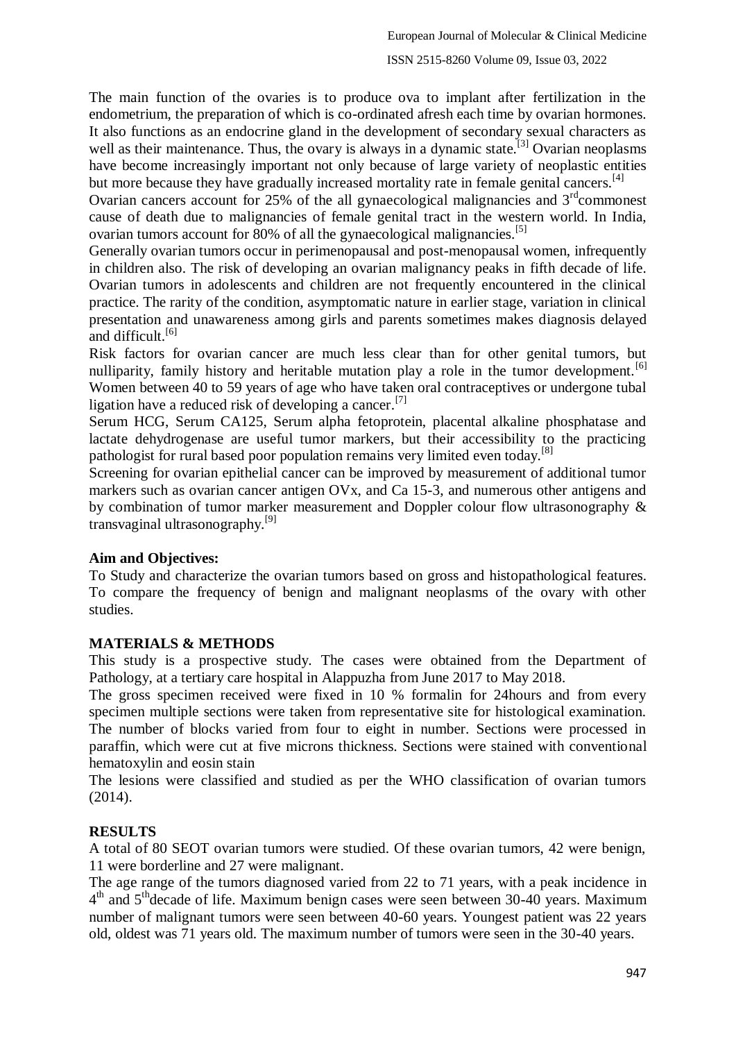The main function of the ovaries is to produce ova to implant after fertilization in the endometrium, the preparation of which is co-ordinated afresh each time by ovarian hormones. It also functions as an endocrine gland in the development of secondary sexual characters as well as their maintenance. Thus, the ovary is always in a dynamic state.[3] Ovarian neoplasms have become increasingly important not only because of large variety of neoplastic entities but more because they have gradually increased mortality rate in female genital cancers.[4]

Ovarian cancers account for 25% of the all gynaecological malignancies and 3rd commonest cause of death due to malignancies of female genital tract in the western world. In India, ovarian tumors account for 80% of all the gynaecological malignancies.[5]

Generally ovarian tumors occur in perimenopausal and post-menopausal women, infrequently in children also. The risk of developing an ovarian malignancy peaks in fifth decade of life. Ovarian tumors in adolescents and children are not frequently encountered in the clinical practice. The rarity of the condition, asymptomatic nature in earlier stage, variation in clinical presentation and unawareness among girls and parents sometimes makes diagnosis delayed and difficult.[6]

Risk factors for ovarian cancer are much less clear than for other genital tumors, but nulliparity, family history and heritable mutation play a role in the tumor development.[6] Women between 40 to 59 years of age who have taken oral contraceptives or undergone tubal ligation have a reduced risk of developing a cancer.[7]

Serum HCG, Serum CA125, Serum alpha fetoprotein, placental alkaline phosphatase and lactate dehydrogenase are useful tumor markers, but their accessibility to the practicing pathologist for rural based poor population remains very limited even today.[8]

Screening for ovarian epithelial cancer can be improved by measurement of additional tumor markers such as ovarian cancer antigen OVx, and Ca 15-3, and numerous other antigens and by combination of tumor marker measurement and Doppler colour flow ultrasonography & transvaginal ultrasonography.[9]

**Aim and Objectives:**

To Study and characterize the ovarian tumors based on gross and histopathological features. To compare the frequency of benign and malignant neoplasms of the ovary with other studies.

## MATERIALS & METHODS

This study is a prospective study. The cases were obtained from the Department of Pathology, at a tertiary care hospital in Alappuzha from June 2017 to May 2018.

The gross specimen received were fixed in 10 % formalin for 24hours and from every specimen multiple sections were taken from representative site for histological examination. The number of blocks varied from four to eight in number. Sections were processed in paraffin, which were cut at five microns thickness. Sections were stained with conventional hematoxylin and eosin stain

The lesions were classified and studied as per the WHO classification of ovarian tumors (2014).

## RESULTS

A total of 80 SEOT ovarian tumors were studied. Of these ovarian tumors, 42 were benign, 11 were borderline and 27 were malignant.

The age range of the tumors diagnosed varied from 22 to 71 years, with a peak incidence in 4th and 5th decade of life. Maximum benign cases were seen between 30-40 years. Maximum number of malignant tumors were seen between 40-60 years. Youngest patient was 22 years old, oldest was 71 years old. The maximum number of tumors were seen in the 30-40 years.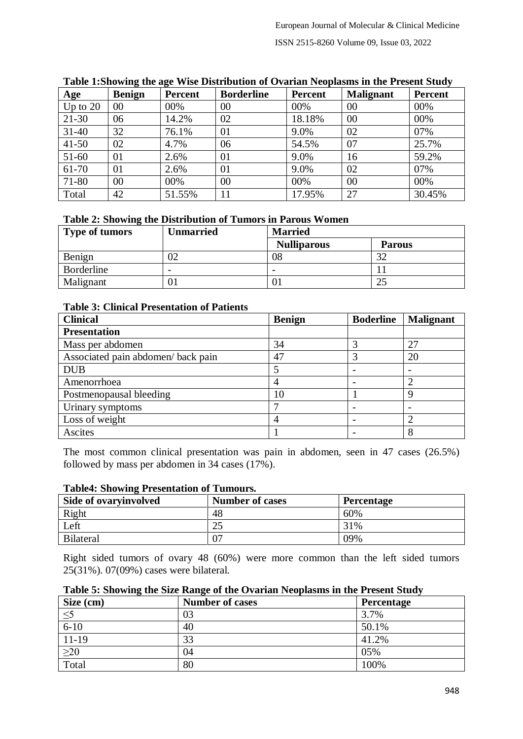**Table 1:Showing the age Wise Distribution of Ovarian Neoplasms in the Present Study**

| Age | Benign | Percent | Borderline | Percent | Malignant | Percent |
|---|---|---|---|---|---|---|
| Up to 20 | 00 | 00% | 00 | 00% | 00 | 00% |
| 21-30 | 06 | 14.2% | 02 | 18.18% | 00 | 00% |
| 31-40 | 32 | 76.1% | 01 | 9.0% | 02 | 07% |
| 41-50 | 02 | 4.7% | 06 | 54.5% | 07 | 25.7% |
| 51-60 | 01 | 2.6% | 01 | 9.0% | 16 | 59.2% |
| 61-70 | 01 | 2.6% | 01 | 9.0% | 02 | 07% |
| 71-80 | 00 | 00% | 00 | 00% | 00 | 00% |
| Total | 42 | 51.55% | 11 | 17.95% | 27 | 30.45% |

**Table 2: Showing the Distribution of Tumors in Parous Women**

| Type of tumors | Unmarried | Married | |
|---|---|---|---|
| | | Nulliparous | Parous |
| Benign | 02 | 08 | 32 |
| Borderline | - | - | 11 |
| Malignant | 01 | 01 | 25 |

**Table 3: Clinical Presentation of Patients**

| Clinical | Benign | Boderline | Malignant |
|---|---|---|---|
| **Presentation** | | | |
| Mass per abdomen | 34 | 3 | 27 |
| Associated pain abdomen/ back pain | 47 | 3 | 20 |
| DUB | 5 | - | - |
| Amenorrhoea | 4 | - | 2 |
| Postmenopausal bleeding | 10 | 1 | 9 |
| Urinary symptoms | 7 | - | - |
| Loss of weight | 4 | - | 2 |
| Ascites | 1 | - | 8 |

The most common clinical presentation was pain in abdomen, seen in 47 cases (26.5%) followed by mass per abdomen in 34 cases (17%).

**Table4: Showing Presentation of Tumours.**

| Side of ovaryinvolved | Number of cases | Percentage |
|---|---|---|
| Right | 48 | 60% |
| Left | 25 | 31% |
| Bilateral | 07 | 09% |

Right sided tumors of ovary 48 (60%) were more common than the left sided tumors 25(31%). 07(09%) cases were bilateral.

**Table 5: Showing the Size Range of the Ovarian Neoplasms in the Present Study**

| Size (cm) | Number of cases | Percentage |
|---|---|---|
| ≤5 | 03 | 3.7% |
| 6-10 | 40 | 50.1% |
| 11-19 | 33 | 41.2% |
| ≥20 | 04 | 05% |
| Total | 80 | 100% |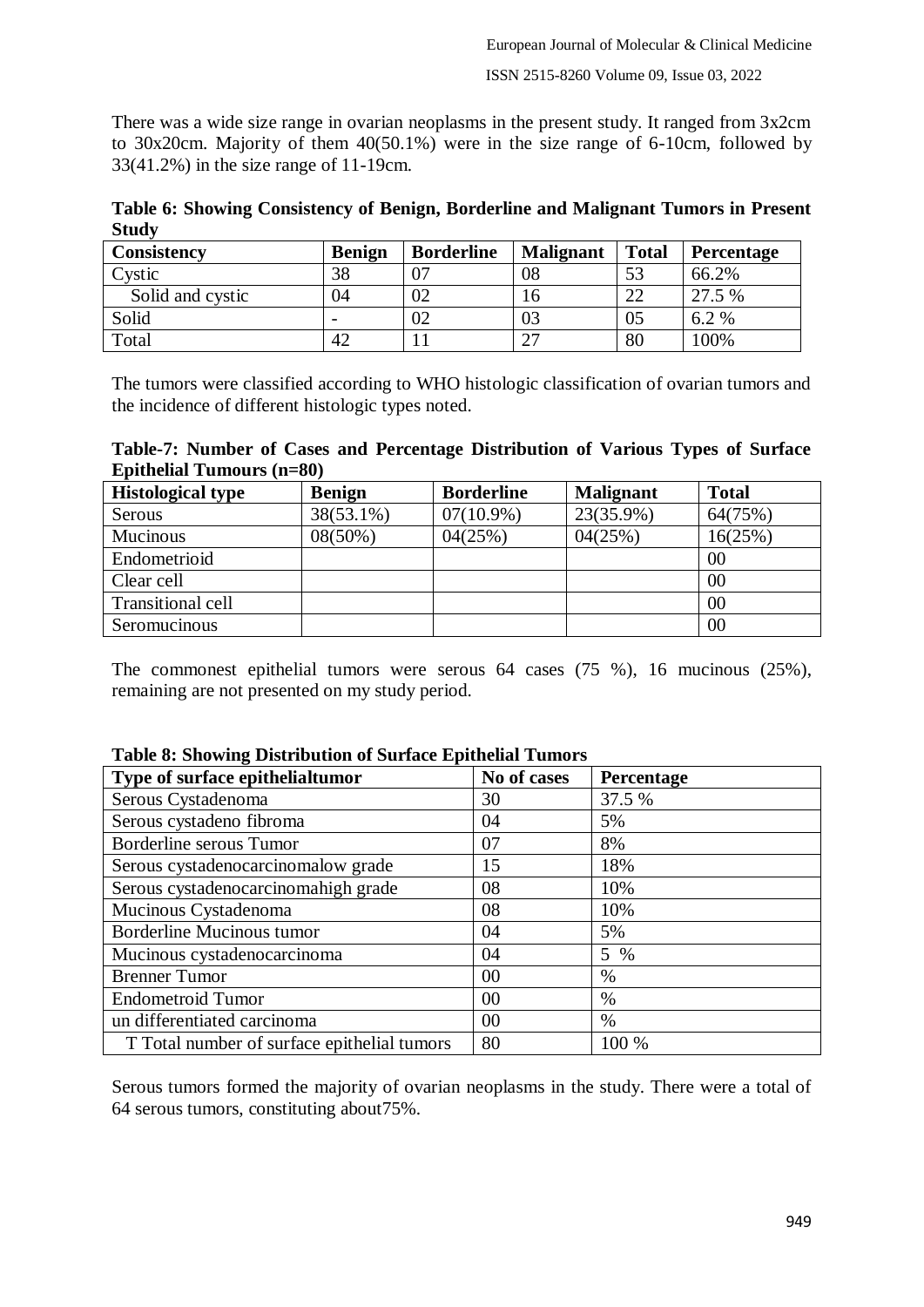There was a wide size range in ovarian neoplasms in the present study. It ranged from 3x2cm to 30x20cm. Majority of them 40(50.1%) were in the size range of 6-10cm, followed by 33(41.2%) in the size range of 11-19cm.

**Table 6: Showing Consistency of Benign, Borderline and Malignant Tumors in Present Study**

| Consistency | Benign | Borderline | Malignant | Total | Percentage |
|---|---|---|---|---|---|
| Cystic | 38 | 07 | 08 | 53 | 66.2% |
| Solid and cystic | 04 | 02 | 16 | 22 | 27.5 % |
| Solid | - | 02 | 03 | 05 | 6.2 % |
| Total | 42 | 11 | 27 | 80 | 100% |

The tumors were classified according to WHO histologic classification of ovarian tumors and the incidence of different histologic types noted.

**Table-7: Number of Cases and Percentage Distribution of Various Types of Surface Epithelial Tumours (n=80)**

| Histological type | Benign | Borderline | Malignant | Total |
|---|---|---|---|---|
| Serous | 38(53.1%) | 07(10.9%) | 23(35.9%) | 64(75%) |
| Mucinous | 08(50%) | 04(25%) | 04(25%) | 16(25%) |
| Endometrioid | | | | 00 |
| Clear cell | | | | 00 |
| Transitional cell | | | | 00 |
| Seromucinous | | | | 00 |

The commonest epithelial tumors were serous 64 cases (75 %), 16 mucinous (25%), remaining are not presented on my study period.

**Table 8: Showing Distribution of Surface Epithelial Tumors**

| Type of surface epithelialtumor | No of cases | Percentage |
|---|---|---|
| Serous Cystadenoma | 30 | 37.5 % |
| Serous cystadeno fibroma | 04 | 5% |
| Borderline serous Tumor | 07 | 8% |
| Serous cystadenocarcinomalow grade | 15 | 18% |
| Serous cystadenocarcinomahigh grade | 08 | 10% |
| Mucinous Cystadenoma | 08 | 10% |
| Borderline Mucinous tumor | 04 | 5% |
| Mucinous cystadenocarcinoma | 04 | 5 % |
| Brenner Tumor | 00 | % |
| Endometroid Tumor | 00 | % |
| un differentiated carcinoma | 00 | % |
| T Total number of surface epithelial tumors | 80 | 100 % |

Serous tumors formed the majority of ovarian neoplasms in the study. There were a total of 64 serous tumors, constituting about75%.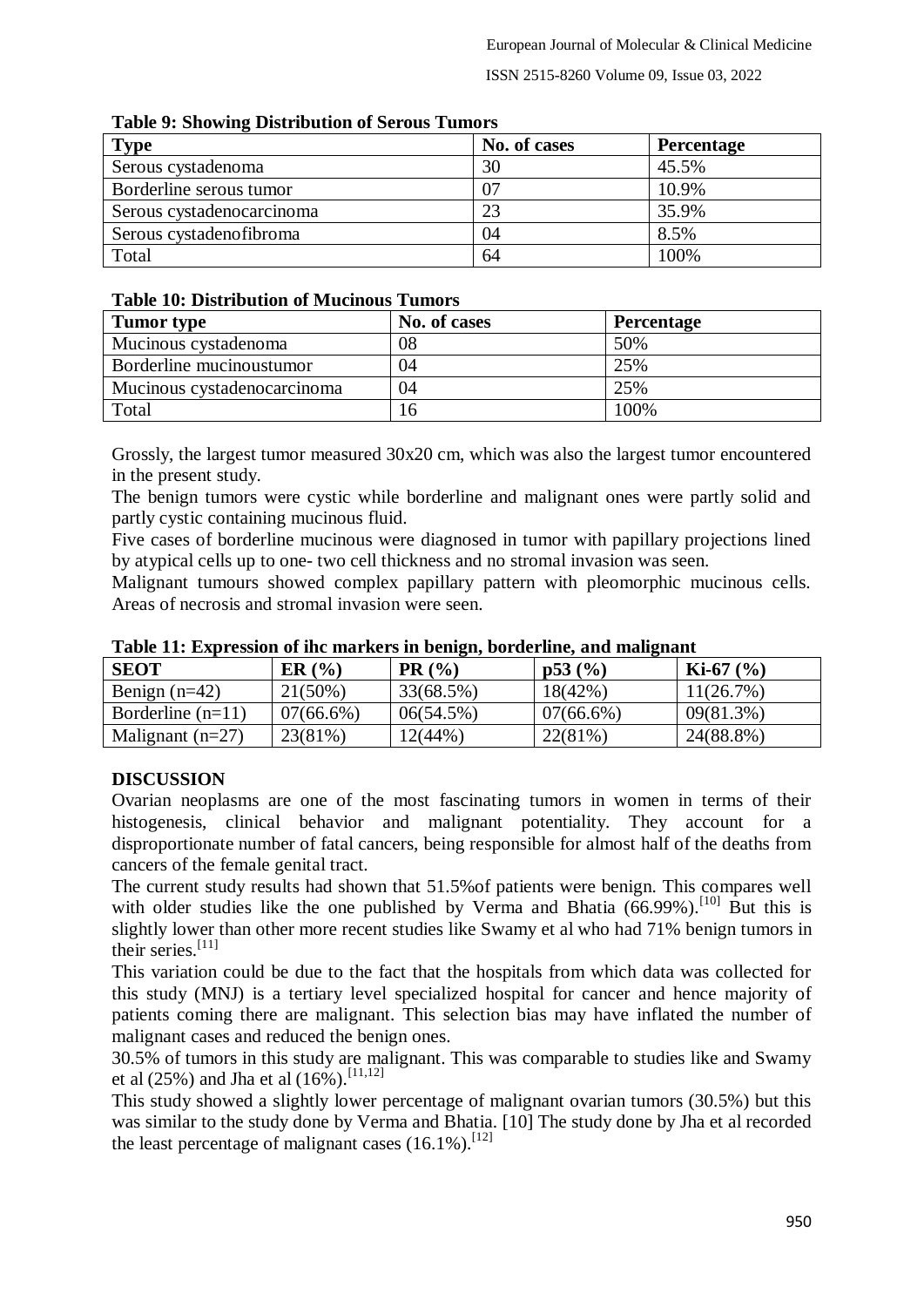**Table 9: Showing Distribution of Serous Tumors**

| Type | No. of cases | Percentage |
|---|---|---|
| Serous cystadenoma | 30 | 45.5% |
| Borderline serous tumor | 07 | 10.9% |
| Serous cystadenocarcinoma | 23 | 35.9% |
| Serous cystadenofibroma | 04 | 8.5% |
| Total | 64 | 100% |

**Table 10: Distribution of Mucinous Tumors**

| Tumor type | No. of cases | Percentage |
|---|---|---|
| Mucinous cystadenoma | 08 | 50% |
| Borderline mucinoustumor | 04 | 25% |
| Mucinous cystadenocarcinoma | 04 | 25% |
| Total | 16 | 100% |

Grossly, the largest tumor measured 30x20 cm, which was also the largest tumor encountered in the present study.

The benign tumors were cystic while borderline and malignant ones were partly solid and partly cystic containing mucinous fluid.

Five cases of borderline mucinous were diagnosed in tumor with papillary projections lined by atypical cells up to one- two cell thickness and no stromal invasion was seen.

Malignant tumours showed complex papillary pattern with pleomorphic mucinous cells. Areas of necrosis and stromal invasion were seen.

**Table 11: Expression of ihc markers in benign, borderline, and malignant**

| SEOT | ER (%) | PR (%) | p53 (%) | Ki-67 (%) |
|---|---|---|---|---|
| Benign (n=42) | 21(50%) | 33(68.5%) | 18(42%) | 11(26.7%) |
| Borderline (n=11) | 07(66.6%) | 06(54.5%) | 07(66.6%) | 09(81.3%) |
| Malignant (n=27) | 23(81%) | 12(44%) | 22(81%) | 24(88.8%) |

## DISCUSSION

Ovarian neoplasms are one of the most fascinating tumors in women in terms of their histogenesis, clinical behavior and malignant potentiality. They account for a disproportionate number of fatal cancers, being responsible for almost half of the deaths from cancers of the female genital tract.

The current study results had shown that 51.5%of patients were benign. This compares well with older studies like the one published by Verma and Bhatia (66.99%).[10] But this is slightly lower than other more recent studies like Swamy et al who had 71% benign tumors in their series.[11]

This variation could be due to the fact that the hospitals from which data was collected for this study (MNJ) is a tertiary level specialized hospital for cancer and hence majority of patients coming there are malignant. This selection bias may have inflated the number of malignant cases and reduced the benign ones.

30.5% of tumors in this study are malignant. This was comparable to studies like and Swamy et al (25%) and Jha et al (16%).[11,12]

This study showed a slightly lower percentage of malignant ovarian tumors (30.5%) but this was similar to the study done by Verma and Bhatia. [10] The study done by Jha et al recorded the least percentage of malignant cases (16.1%).[12]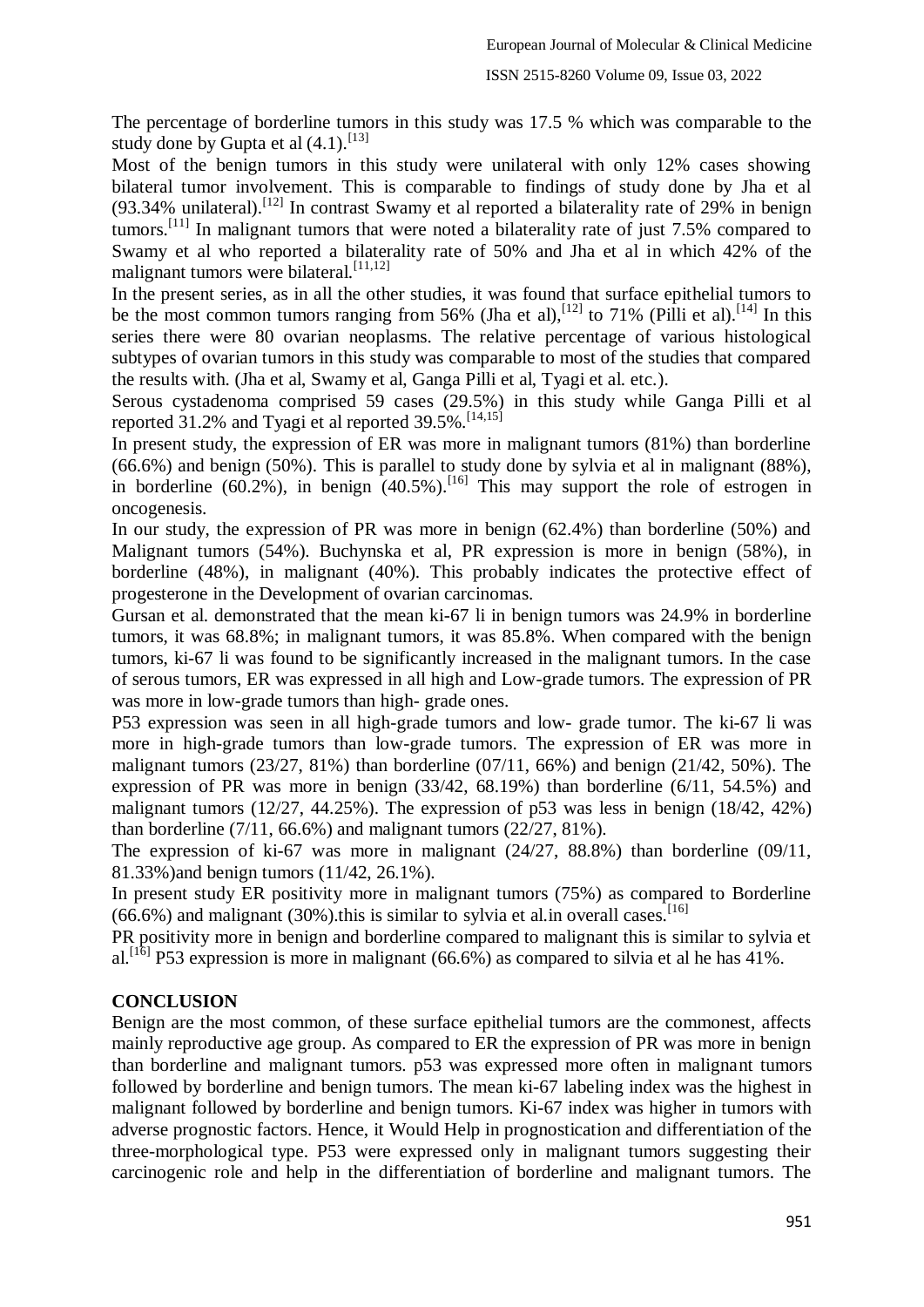The percentage of borderline tumors in this study was 17.5 % which was comparable to the study done by Gupta et al (4.1).[13]

Most of the benign tumors in this study were unilateral with only 12% cases showing bilateral tumor involvement. This is comparable to findings of study done by Jha et al (93.34% unilateral).[12] In contrast Swamy et al reported a bilaterality rate of 29% in benign tumors.[11] In malignant tumors that were noted a bilaterality rate of just 7.5% compared to Swamy et al who reported a bilaterality rate of 50% and Jha et al in which 42% of the malignant tumors were bilateral.[11,12]

In the present series, as in all the other studies, it was found that surface epithelial tumors to be the most common tumors ranging from 56% (Jha et al),[12] to 71% (Pilli et al).[14] In this series there were 80 ovarian neoplasms. The relative percentage of various histological subtypes of ovarian tumors in this study was comparable to most of the studies that compared the results with. (Jha et al, Swamy et al, Ganga Pilli et al, Tyagi et al. etc.).

Serous cystadenoma comprised 59 cases (29.5%) in this study while Ganga Pilli et al reported 31.2% and Tyagi et al reported 39.5%.[14,15]

In present study, the expression of ER was more in malignant tumors (81%) than borderline (66.6%) and benign (50%). This is parallel to study done by sylvia et al in malignant (88%), in borderline (60.2%), in benign (40.5%).[16] This may support the role of estrogen in oncogenesis.

In our study, the expression of PR was more in benign (62.4%) than borderline (50%) and Malignant tumors (54%). Buchynska et al, PR expression is more in benign (58%), in borderline (48%), in malignant (40%). This probably indicates the protective effect of progesterone in the Development of ovarian carcinomas.

Gursan et al. demonstrated that the mean ki-67 li in benign tumors was 24.9% in borderline tumors, it was 68.8%; in malignant tumors, it was 85.8%. When compared with the benign tumors, ki-67 li was found to be significantly increased in the malignant tumors. In the case of serous tumors, ER was expressed in all high and Low-grade tumors. The expression of PR was more in low-grade tumors than high- grade ones.

P53 expression was seen in all high-grade tumors and low- grade tumor. The ki-67 li was more in high-grade tumors than low-grade tumors. The expression of ER was more in malignant tumors (23/27, 81%) than borderline (07/11, 66%) and benign (21/42, 50%). The expression of PR was more in benign (33/42, 68.19%) than borderline (6/11, 54.5%) and malignant tumors (12/27, 44.25%). The expression of p53 was less in benign (18/42, 42%) than borderline (7/11, 66.6%) and malignant tumors (22/27, 81%).

The expression of ki-67 was more in malignant (24/27, 88.8%) than borderline (09/11, 81.33%)and benign tumors (11/42, 26.1%).

In present study ER positivity more in malignant tumors (75%) as compared to Borderline (66.6%) and malignant (30%).this is similar to sylvia et al.in overall cases.[16]

PR positivity more in benign and borderline compared to malignant this is similar to sylvia et al.[16] P53 expression is more in malignant (66.6%) as compared to silvia et al he has 41%.

## CONCLUSION

Benign are the most common, of these surface epithelial tumors are the commonest, affects mainly reproductive age group. As compared to ER the expression of PR was more in benign than borderline and malignant tumors. p53 was expressed more often in malignant tumors followed by borderline and benign tumors. The mean ki-67 labeling index was the highest in malignant followed by borderline and benign tumors. Ki-67 index was higher in tumors with adverse prognostic factors. Hence, it Would Help in prognostication and differentiation of the three-morphological type. P53 were expressed only in malignant tumors suggesting their carcinogenic role and help in the differentiation of borderline and malignant tumors. The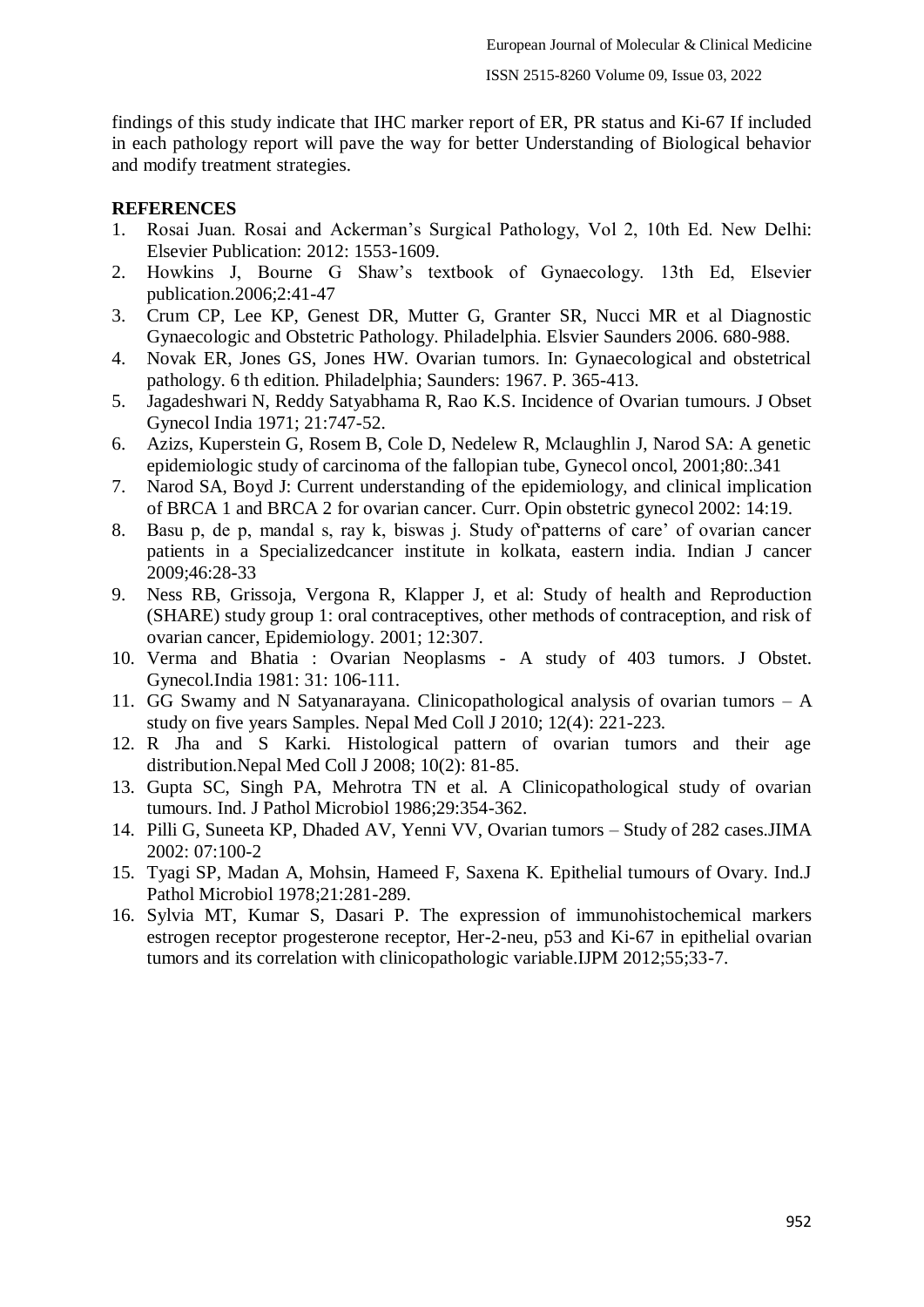findings of this study indicate that IHC marker report of ER, PR status and Ki-67 If included in each pathology report will pave the way for better Understanding of Biological behavior and modify treatment strategies.

## REFERENCES

1. Rosai Juan. Rosai and Ackerman's Surgical Pathology, Vol 2, 10th Ed. New Delhi: Elsevier Publication: 2012: 1553-1609.
2. Howkins J, Bourne G Shaw's textbook of Gynaecology. 13th Ed, Elsevier publication.2006;2:41-47
3. Crum CP, Lee KP, Genest DR, Mutter G, Granter SR, Nucci MR et al Diagnostic Gynaecologic and Obstetric Pathology. Philadelphia. Elsvier Saunders 2006. 680-988.
4. Novak ER, Jones GS, Jones HW. Ovarian tumors. In: Gynaecological and obstetrical pathology. 6 th edition. Philadelphia; Saunders: 1967. P. 365-413.
5. Jagadeshwari N, Reddy Satyabhama R, Rao K.S. Incidence of Ovarian tumours. J Obset Gynecol India 1971; 21:747-52.
6. Azizs, Kuperstein G, Rosem B, Cole D, Nedelew R, Mclaughlin J, Narod SA: A genetic epidemiologic study of carcinoma of the fallopian tube, Gynecol oncol, 2001;80:.341
7. Narod SA, Boyd J: Current understanding of the epidemiology, and clinical implication of BRCA 1 and BRCA 2 for ovarian cancer. Curr. Opin obstetric gynecol 2002: 14:19.
8. Basu p, de p, mandal s, ray k, biswas j. Study of'patterns of care' of ovarian cancer patients in a Specializedcancer institute in kolkata, eastern india. Indian J cancer 2009;46:28-33
9. Ness RB, Grissoja, Vergona R, Klapper J, et al: Study of health and Reproduction (SHARE) study group 1: oral contraceptives, other methods of contraception, and risk of ovarian cancer, Epidemiology. 2001; 12:307.
10. Verma and Bhatia : Ovarian Neoplasms - A study of 403 tumors. J Obstet. Gynecol.India 1981: 31: 106-111.
11. GG Swamy and N Satyanarayana. Clinicopathological analysis of ovarian tumors – A study on five years Samples. Nepal Med Coll J 2010; 12(4): 221-223.
12. R Jha and S Karki. Histological pattern of ovarian tumors and their age distribution.Nepal Med Coll J 2008; 10(2): 81-85.
13. Gupta SC, Singh PA, Mehrotra TN et al. A Clinicopathological study of ovarian tumours. Ind. J Pathol Microbiol 1986;29:354-362.
14. Pilli G, Suneeta KP, Dhaded AV, Yenni VV, Ovarian tumors – Study of 282 cases.JIMA 2002: 07:100-2
15. Tyagi SP, Madan A, Mohsin, Hameed F, Saxena K. Epithelial tumours of Ovary. Ind.J Pathol Microbiol 1978;21:281-289.
16. Sylvia MT, Kumar S, Dasari P. The expression of immunohistochemical markers estrogen receptor progesterone receptor, Her-2-neu, p53 and Ki-67 in epithelial ovarian tumors and its correlation with clinicopathologic variable.IJPM 2012;55;33-7.